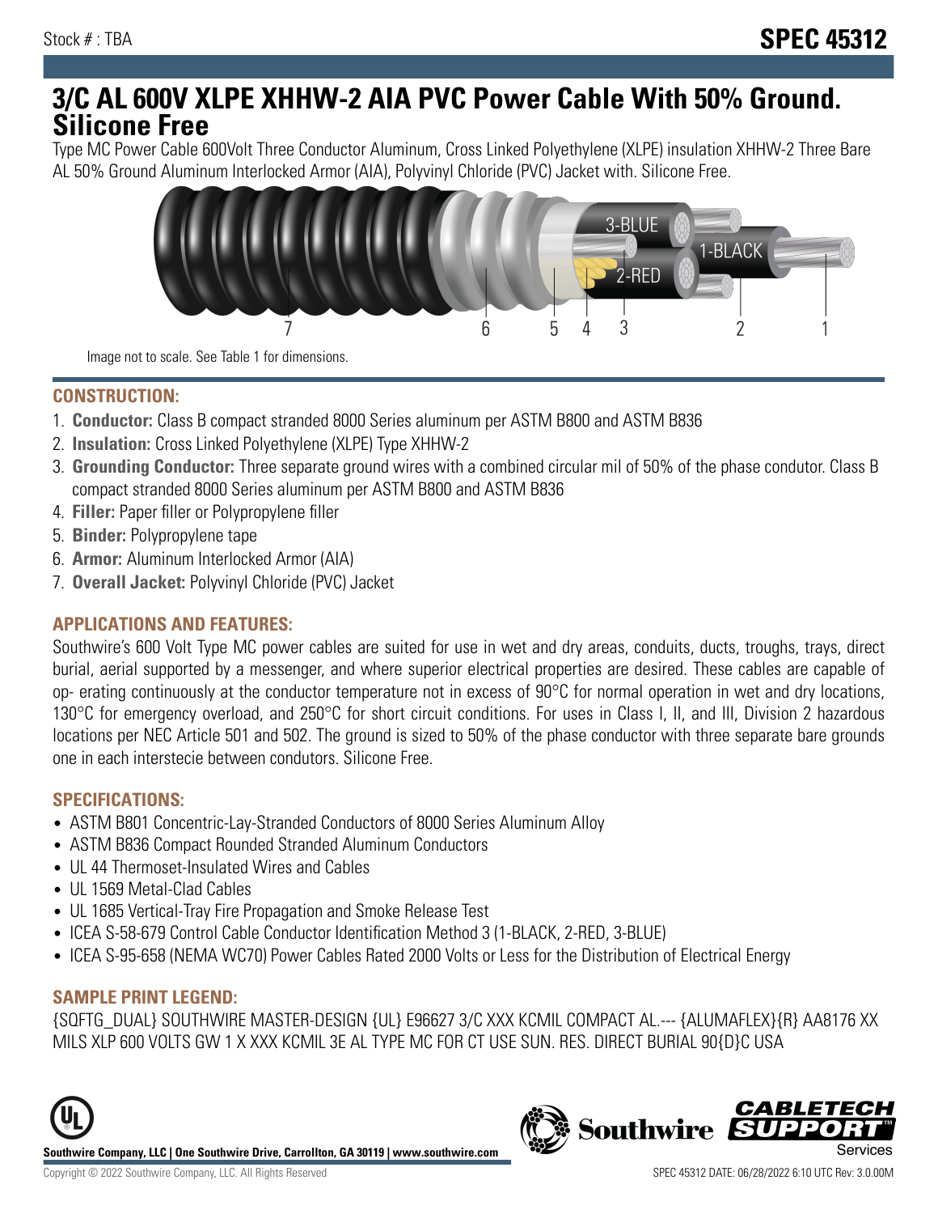Stock # : TBA

# SPEC 45312

# 3/C AL 600V XLPE XHHW-2 AIA PVC Power Cable With 50% Ground. Silicone Free

Type MC Power Cable 600Volt Three Conductor Aluminum, Cross Linked Polyethylene (XLPE) insulation XHHW-2 Three Bare AL 50% Ground Aluminum Interlocked Armor (AIA), Polyvinyl Chloride (PVC) Jacket with. Silicone Free.

Image not to scale. See Table 1 for dimensions.

## CONSTRUCTION:

1. **Conductor:** Class B compact stranded 8000 Series aluminum per ASTM B800 and ASTM B836
2. **Insulation:** Cross Linked Polyethylene (XLPE) Type XHHW-2
3. **Grounding Conductor:** Three separate ground wires with a combined circular mil of 50% of the phase condutor. Class B compact stranded 8000 Series aluminum per ASTM B800 and ASTM B836
4. **Filler:** Paper filler or Polypropylene filler
5. **Binder:** Polypropylene tape
6. **Armor:** Aluminum Interlocked Armor (AIA)
7. **Overall Jacket:** Polyvinyl Chloride (PVC) Jacket

## APPLICATIONS AND FEATURES:

Southwire's 600 Volt Type MC power cables are suited for use in wet and dry areas, conduits, ducts, troughs, trays, direct burial, aerial supported by a messenger, and where superior electrical properties are desired. These cables are capable of op- erating continuously at the conductor temperature not in excess of 90°C for normal operation in wet and dry locations, 130°C for emergency overload, and 250°C for short circuit conditions. For uses in Class I, II, and III, Division 2 hazardous locations per NEC Article 501 and 502. The ground is sized to 50% of the phase conductor with three separate bare grounds one in each interstecie between condutors. Silicone Free.

## SPECIFICATIONS:

- ASTM B801 Concentric-Lay-Stranded Conductors of 8000 Series Aluminum Alloy
- ASTM B836 Compact Rounded Stranded Aluminum Conductors
- UL 44 Thermoset-Insulated Wires and Cables
- UL 1569 Metal-Clad Cables
- UL 1685 Vertical-Tray Fire Propagation and Smoke Release Test
- ICEA S-58-679 Control Cable Conductor Identification Method 3 (1-BLACK, 2-RED, 3-BLUE)
- ICEA S-95-658 (NEMA WC70) Power Cables Rated 2000 Volts or Less for the Distribution of Electrical Energy

## SAMPLE PRINT LEGEND:

{SQFTG_DUAL} SOUTHWIRE MASTER-DESIGN {UL} E96627 3/C XXX KCMIL COMPACT AL.--- {ALUMAFLEX}{R} AA8176 XX MILS XLP 600 VOLTS GW 1 X XXX KCMIL 3E AL TYPE MC FOR CT USE SUN. RES. DIRECT BURIAL 90{D}C USA

Southwire Company, LLC | One Southwire Drive, Carrollton, GA 30119 | www.southwire.com

Copyright © 2022 Southwire Company, LLC. All Rights Reserved

SPEC 45312 DATE: 06/28/2022 6:10 UTC Rev: 3.0.00M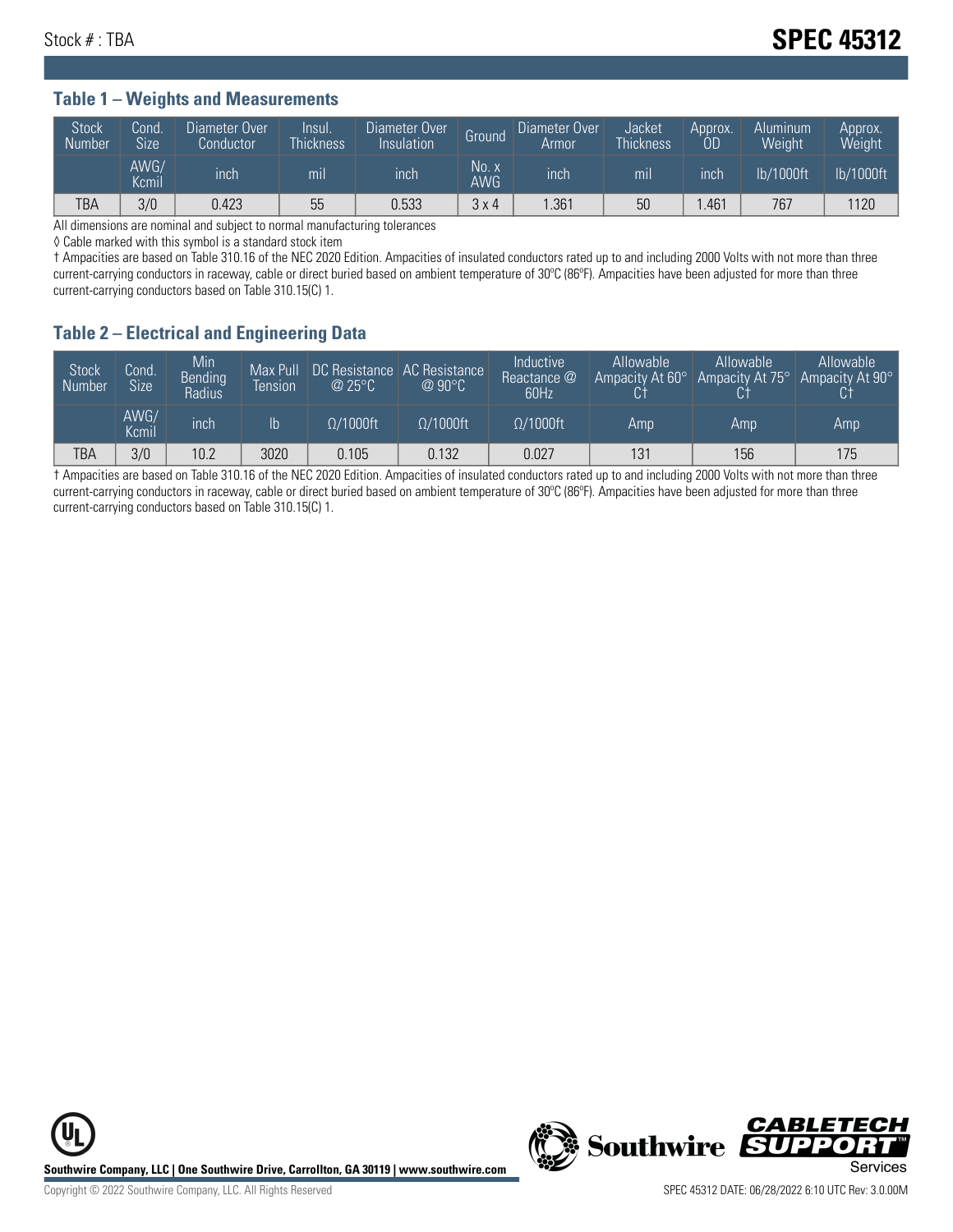Stock # : TBA

# SPEC 45312

## Table 1 – Weights and Measurements

| Stock Number | Cond. Size | Diameter Over Conductor | Insul. Thickness | Diameter Over Insulation | Ground | Diameter Over Armor | Jacket Thickness | Approx. OD | Aluminum Weight | Approx. Weight |
|---|---|---|---|---|---|---|---|---|---|---|
| | AWG/ Kcmil | inch | mil | inch | No. x AWG | inch | mil | inch | lb/1000ft | lb/1000ft |
| TBA | 3/0 | 0.423 | 55 | 0.533 | 3 x 4 | 1.361 | 50 | 1.461 | 767 | 1120 |

All dimensions are nominal and subject to normal manufacturing tolerances

◊ Cable marked with this symbol is a standard stock item

† Ampacities are based on Table 310.16 of the NEC 2020 Edition. Ampacities of insulated conductors rated up to and including 2000 Volts with not more than three current-carrying conductors in raceway, cable or direct buried based on ambient temperature of 30ºC (86ºF). Ampacities have been adjusted for more than three current-carrying conductors based on Table 310.15(C) 1.

## Table 2 – Electrical and Engineering Data

| Stock Number | Cond. Size | Min Bending Radius | Max Pull Tension | DC Resistance @ 25°C | AC Resistance @ 90°C | Inductive Reactance @ 60Hz | Allowable Ampacity At 60° C† | Allowable Ampacity At 75° C† | Allowable Ampacity At 90° C† |
|---|---|---|---|---|---|---|---|---|---|
| | AWG/ Kcmil | inch | lb | Ω/1000ft | Ω/1000ft | Ω/1000ft | Amp | Amp | Amp |
| TBA | 3/0 | 10.2 | 3020 | 0.105 | 0.132 | 0.027 | 131 | 156 | 175 |

† Ampacities are based on Table 310.16 of the NEC 2020 Edition. Ampacities of insulated conductors rated up to and including 2000 Volts with not more than three current-carrying conductors in raceway, cable or direct buried based on ambient temperature of 30ºC (86ºF). Ampacities have been adjusted for more than three current-carrying conductors based on Table 310.15(C) 1.

**Southwire Company, LLC | One Southwire Drive, Carrollton, GA 30119 | www.southwire.com**

Copyright © 2022 Southwire Company, LLC. All Rights Reserved

SPEC 45312 DATE: 06/28/2022 6:10 UTC Rev: 3.0.00M